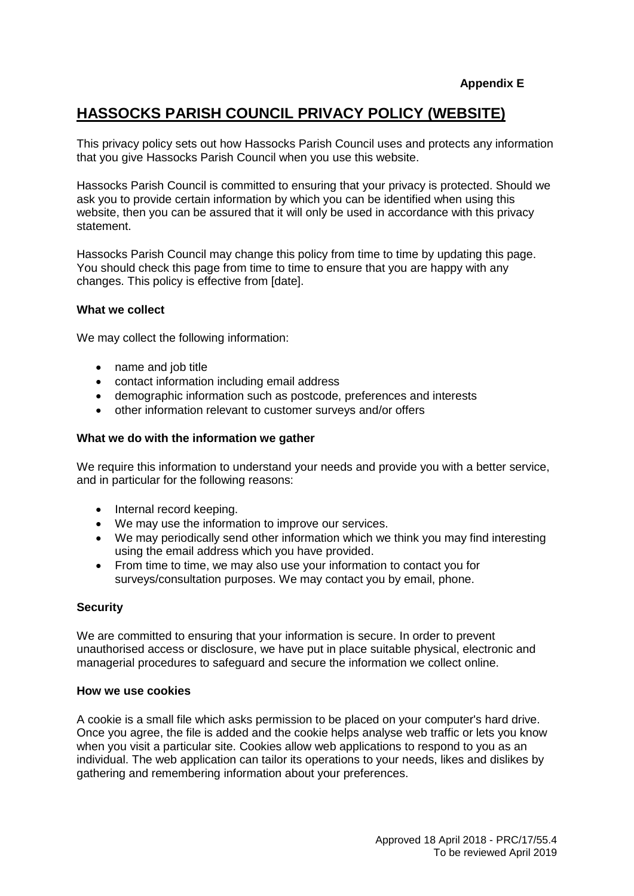**Appendix E**

# HASSOCKS PARISH COUNCIL PRIVACY POLICY (WEBSITE)

This privacy policy sets out how Hassocks Parish Council uses and protects any information that you give Hassocks Parish Council when you use this website.

Hassocks Parish Council is committed to ensuring that your privacy is protected. Should we ask you to provide certain information by which you can be identified when using this website, then you can be assured that it will only be used in accordance with this privacy statement.

Hassocks Parish Council may change this policy from time to time by updating this page. You should check this page from time to time to ensure that you are happy with any changes. This policy is effective from [date].

### What we collect

We may collect the following information:

- name and job title
- contact information including email address
- demographic information such as postcode, preferences and interests
- other information relevant to customer surveys and/or offers

### What we do with the information we gather

We require this information to understand your needs and provide you with a better service, and in particular for the following reasons:

- Internal record keeping.
- We may use the information to improve our services.
- We may periodically send other information which we think you may find interesting using the email address which you have provided.
- From time to time, we may also use your information to contact you for surveys/consultation purposes. We may contact you by email, phone.

### Security

We are committed to ensuring that your information is secure. In order to prevent unauthorised access or disclosure, we have put in place suitable physical, electronic and managerial procedures to safeguard and secure the information we collect online.

### How we use cookies

A cookie is a small file which asks permission to be placed on your computer's hard drive. Once you agree, the file is added and the cookie helps analyse web traffic or lets you know when you visit a particular site. Cookies allow web applications to respond to you as an individual. The web application can tailor its operations to your needs, likes and dislikes by gathering and remembering information about your preferences.

Approved 18 April 2018 - PRC/17/55.4
To be reviewed April 2019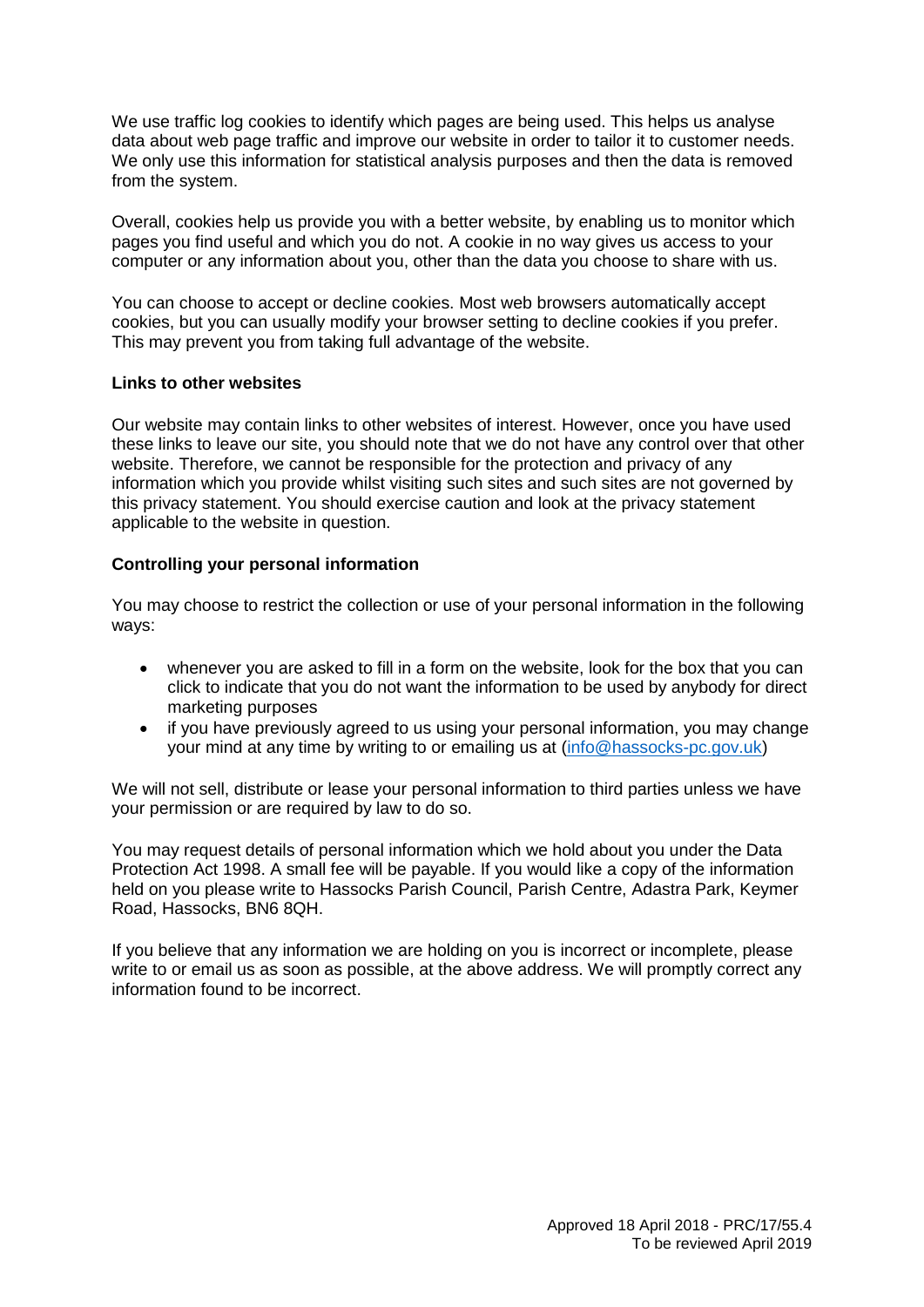We use traffic log cookies to identify which pages are being used. This helps us analyse data about web page traffic and improve our website in order to tailor it to customer needs. We only use this information for statistical analysis purposes and then the data is removed from the system.

Overall, cookies help us provide you with a better website, by enabling us to monitor which pages you find useful and which you do not. A cookie in no way gives us access to your computer or any information about you, other than the data you choose to share with us.

You can choose to accept or decline cookies. Most web browsers automatically accept cookies, but you can usually modify your browser setting to decline cookies if you prefer. This may prevent you from taking full advantage of the website.

**Links to other websites**

Our website may contain links to other websites of interest. However, once you have used these links to leave our site, you should note that we do not have any control over that other website. Therefore, we cannot be responsible for the protection and privacy of any information which you provide whilst visiting such sites and such sites are not governed by this privacy statement. You should exercise caution and look at the privacy statement applicable to the website in question.

**Controlling your personal information**

You may choose to restrict the collection or use of your personal information in the following ways:

- whenever you are asked to fill in a form on the website, look for the box that you can click to indicate that you do not want the information to be used by anybody for direct marketing purposes
- if you have previously agreed to us using your personal information, you may change your mind at any time by writing to or emailing us at (info@hassocks-pc.gov.uk)

We will not sell, distribute or lease your personal information to third parties unless we have your permission or are required by law to do so.

You may request details of personal information which we hold about you under the Data Protection Act 1998. A small fee will be payable. If you would like a copy of the information held on you please write to Hassocks Parish Council, Parish Centre, Adastra Park, Keymer Road, Hassocks, BN6 8QH.

If you believe that any information we are holding on you is incorrect or incomplete, please write to or email us as soon as possible, at the above address. We will promptly correct any information found to be incorrect.

Approved 18 April 2018 - PRC/17/55.4
To be reviewed April 2019